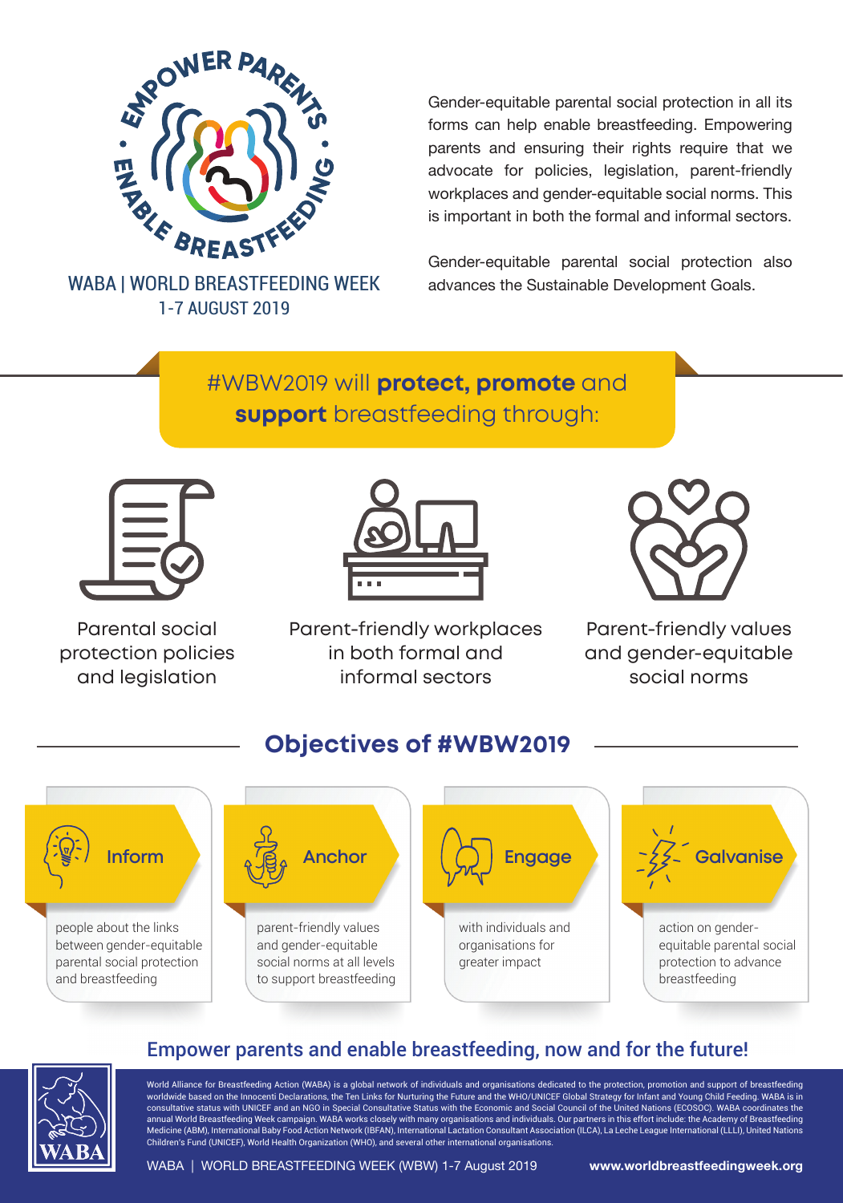EMPOWER PARENTS • ENABLE BREASTFEEDING •

WABA | WORLD BREASTFEEDING WEEK
1-7 AUGUST 2019

Gender-equitable parental social protection in all its forms can help enable breastfeeding. Empowering parents and ensuring their rights require that we advocate for policies, legislation, parent-friendly workplaces and gender-equitable social norms. This is important in both the formal and informal sectors.

Gender-equitable parental social protection also advances the Sustainable Development Goals.

## #WBW2019 will **protect, promote** and **support** breastfeeding through:

- Parental social protection policies and legislation
- Parent-friendly workplaces in both formal and informal sectors
- Parent-friendly values and gender-equitable social norms

## Objectives of #WBW2019

**Inform**
people about the links between gender-equitable parental social protection and breastfeeding

**Anchor**
parent-friendly values and gender-equitable social norms at all levels to support breastfeeding

**Engage**
with individuals and organisations for greater impact

**Galvanise**
action on gender-equitable parental social protection to advance breastfeeding

## Empower parents and enable breastfeeding, now and for the future!

World Alliance for Breastfeeding Action (WABA) is a global network of individuals and organisations dedicated to the protection, promotion and support of breastfeeding worldwide based on the Innocenti Declarations, the Ten Links for Nurturing the Future and the WHO/UNICEF Global Strategy for Infant and Young Child Feeding. WABA is in consultative status with UNICEF and an NGO in Special Consultative Status with the Economic and Social Council of the United Nations (ECOSOC). WABA coordinates the annual World Breastfeeding Week campaign. WABA works closely with many organisations and individuals. Our partners in this effort include: the Academy of Breastfeeding Medicine (ABM), International Baby Food Action Network (IBFAN), International Lactation Consultant Association (ILCA), La Leche League International (LLLI), United Nations Children's Fund (UNICEF), World Health Organization (WHO), and several other international organisations.

WABA | WORLD BREASTFEEDING WEEK (WBW) 1-7 August 2019

**www.worldbreastfeedingweek.org**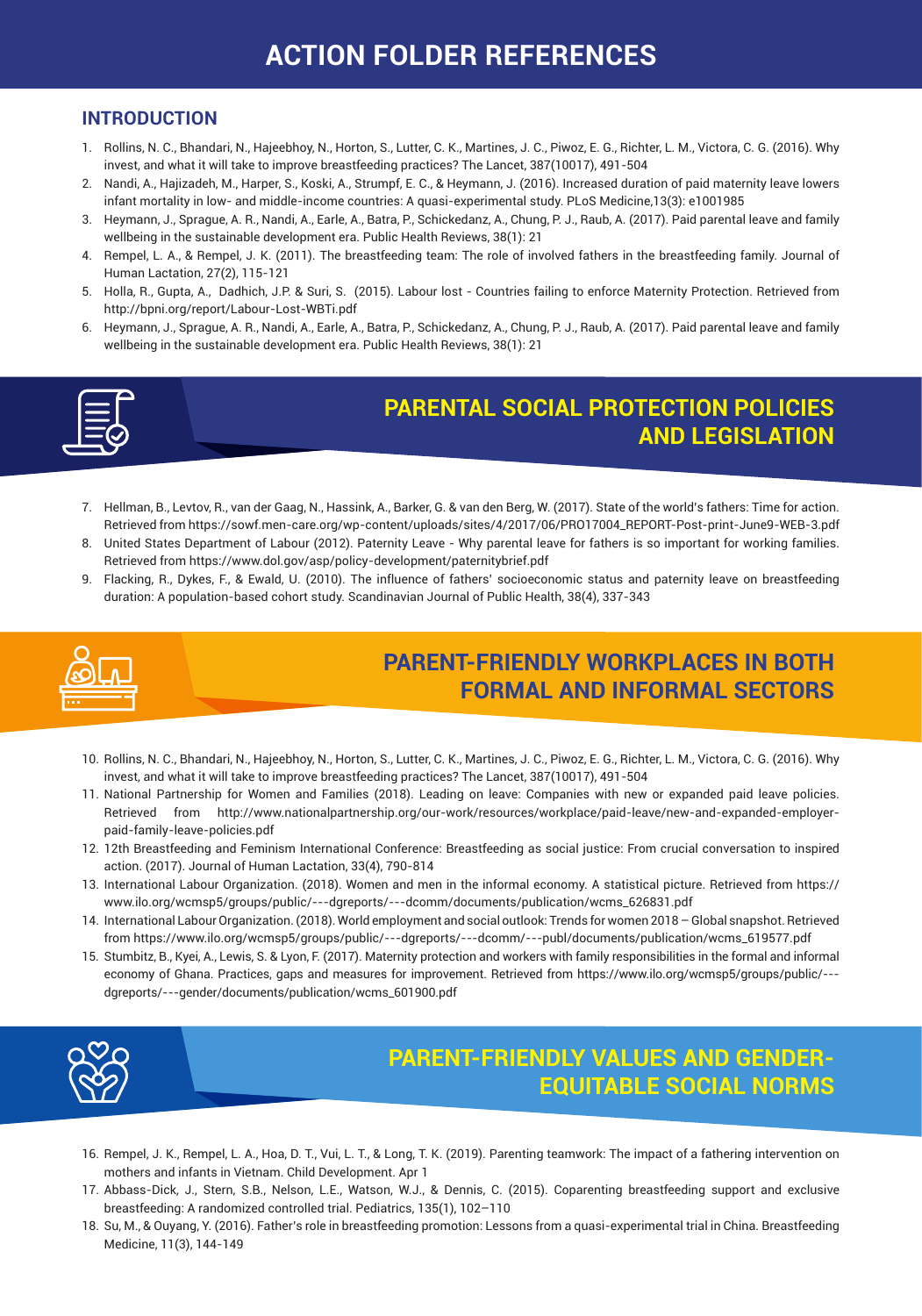# ACTION FOLDER REFERENCES

## INTRODUCTION

1. Rollins, N. C., Bhandari, N., Hajeebhoy, N., Horton, S., Lutter, C. K., Martines, J. C., Piwoz, E. G., Richter, L. M., Victora, C. G. (2016). Why invest, and what it will take to improve breastfeeding practices? The Lancet, 387(10017), 491-504
2. Nandi, A., Hajizadeh, M., Harper, S., Koski, A., Strumpf, E. C., & Heymann, J. (2016). Increased duration of paid maternity leave lowers infant mortality in low- and middle-income countries: A quasi-experimental study. PLoS Medicine,13(3): e1001985
3. Heymann, J., Sprague, A. R., Nandi, A., Earle, A., Batra, P., Schickedanz, A., Chung, P. J., Raub, A. (2017). Paid parental leave and family wellbeing in the sustainable development era. Public Health Reviews, 38(1): 21
4. Rempel, L. A., & Rempel, J. K. (2011). The breastfeeding team: The role of involved fathers in the breastfeeding family. Journal of Human Lactation, 27(2), 115-121
5. Holla, R., Gupta, A., Dadhich, J.P. & Suri, S. (2015). Labour lost - Countries failing to enforce Maternity Protection. Retrieved from http://bpni.org/report/Labour-Lost-WBTi.pdf
6. Heymann, J., Sprague, A. R., Nandi, A., Earle, A., Batra, P., Schickedanz, A., Chung, P. J., Raub, A. (2017). Paid parental leave and family wellbeing in the sustainable development era. Public Health Reviews, 38(1): 21

## PARENTAL SOCIAL PROTECTION POLICIES AND LEGISLATION

7. Hellman, B., Levtov, R., van der Gaag, N., Hassink, A., Barker, G. & van den Berg, W. (2017). State of the world's fathers: Time for action. Retrieved from https://sowf.men-care.org/wp-content/uploads/sites/4/2017/06/PRO17004_REPORT-Post-print-June9-WEB-3.pdf
8. United States Department of Labour (2012). Paternity Leave - Why parental leave for fathers is so important for working families. Retrieved from https://www.dol.gov/asp/policy-development/paternitybrief.pdf
9. Flacking, R., Dykes, F., & Ewald, U. (2010). The influence of fathers' socioeconomic status and paternity leave on breastfeeding duration: A population-based cohort study. Scandinavian Journal of Public Health, 38(4), 337-343

## PARENT-FRIENDLY WORKPLACES IN BOTH FORMAL AND INFORMAL SECTORS

10. Rollins, N. C., Bhandari, N., Hajeebhoy, N., Horton, S., Lutter, C. K., Martines, J. C., Piwoz, E. G., Richter, L. M., Victora, C. G. (2016). Why invest, and what it will take to improve breastfeeding practices? The Lancet, 387(10017), 491-504
11. National Partnership for Women and Families (2018). Leading on leave: Companies with new or expanded paid leave policies. Retrieved from http://www.nationalpartnership.org/our-work/resources/workplace/paid-leave/new-and-expanded-employer-paid-family-leave-policies.pdf
12. 12th Breastfeeding and Feminism International Conference: Breastfeeding as social justice: From crucial conversation to inspired action. (2017). Journal of Human Lactation, 33(4), 790-814
13. International Labour Organization. (2018). Women and men in the informal economy. A statistical picture. Retrieved from https://www.ilo.org/wcmsp5/groups/public/---dgreports/---dcomm/documents/publication/wcms_626831.pdf
14. International Labour Organization. (2018). World employment and social outlook: Trends for women 2018 – Global snapshot. Retrieved from https://www.ilo.org/wcmsp5/groups/public/---dgreports/---dcomm/---publ/documents/publication/wcms_619577.pdf
15. Stumbitz, B., Kyei, A., Lewis, S. & Lyon, F. (2017). Maternity protection and workers with family responsibilities in the formal and informal economy of Ghana. Practices, gaps and measures for improvement. Retrieved from https://www.ilo.org/wcmsp5/groups/public/---dgreports/---gender/documents/publication/wcms_601900.pdf

## PARENT-FRIENDLY VALUES AND GENDER-EQUITABLE SOCIAL NORMS

16. Rempel, J. K., Rempel, L. A., Hoa, D. T., Vui, L. T., & Long, T. K. (2019). Parenting teamwork: The impact of a fathering intervention on mothers and infants in Vietnam. Child Development. Apr 1
17. Abbass-Dick, J., Stern, S.B., Nelson, L.E., Watson, W.J., & Dennis, C. (2015). Coparenting breastfeeding support and exclusive breastfeeding: A randomized controlled trial. Pediatrics, 135(1), 102–110
18. Su, M., & Ouyang, Y. (2016). Father's role in breastfeeding promotion: Lessons from a quasi-experimental trial in China. Breastfeeding Medicine, 11(3), 144-149